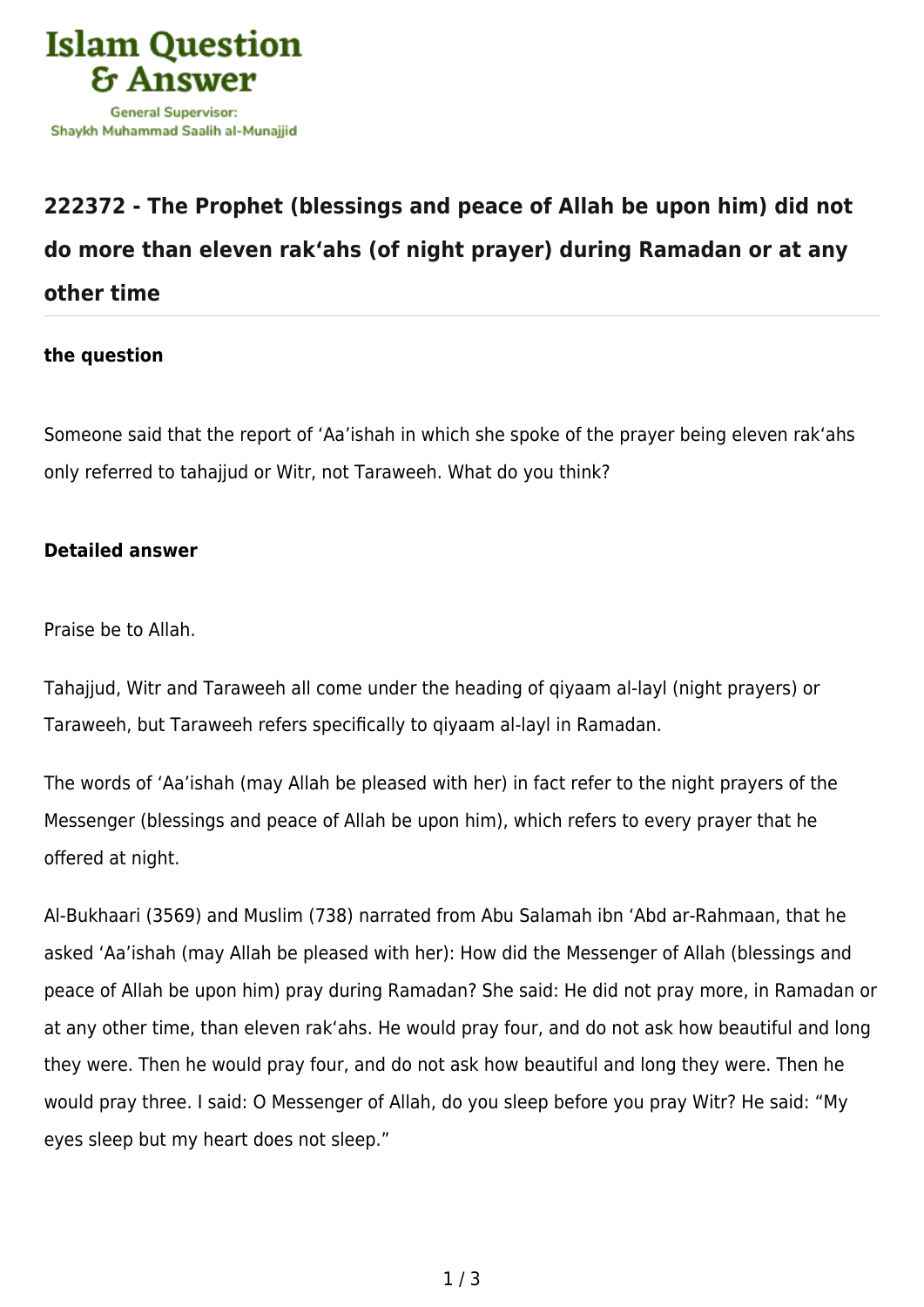# 222372 - The Prophet (blessings and peace of Allah be upon him) did not do more than eleven rak'ahs (of night prayer) during Ramadan or at any other time

**the question**

Someone said that the report of 'Aa'ishah in which she spoke of the prayer being eleven rak'ahs only referred to tahajjud or Witr, not Taraweeh. What do you think?

**Detailed answer**

Praise be to Allah.

Tahajjud, Witr and Taraweeh all come under the heading of qiyaam al-layl (night prayers) or Taraweeh, but Taraweeh refers specifically to qiyaam al-layl in Ramadan.

The words of 'Aa'ishah (may Allah be pleased with her) in fact refer to the night prayers of the Messenger (blessings and peace of Allah be upon him), which refers to every prayer that he offered at night.

Al-Bukhaari (3569) and Muslim (738) narrated from Abu Salamah ibn 'Abd ar-Rahmaan, that he asked 'Aa'ishah (may Allah be pleased with her): How did the Messenger of Allah (blessings and peace of Allah be upon him) pray during Ramadan? She said: He did not pray more, in Ramadan or at any other time, than eleven rak'ahs. He would pray four, and do not ask how beautiful and long they were. Then he would pray four, and do not ask how beautiful and long they were. Then he would pray three. I said: O Messenger of Allah, do you sleep before you pray Witr? He said: "My eyes sleep but my heart does not sleep."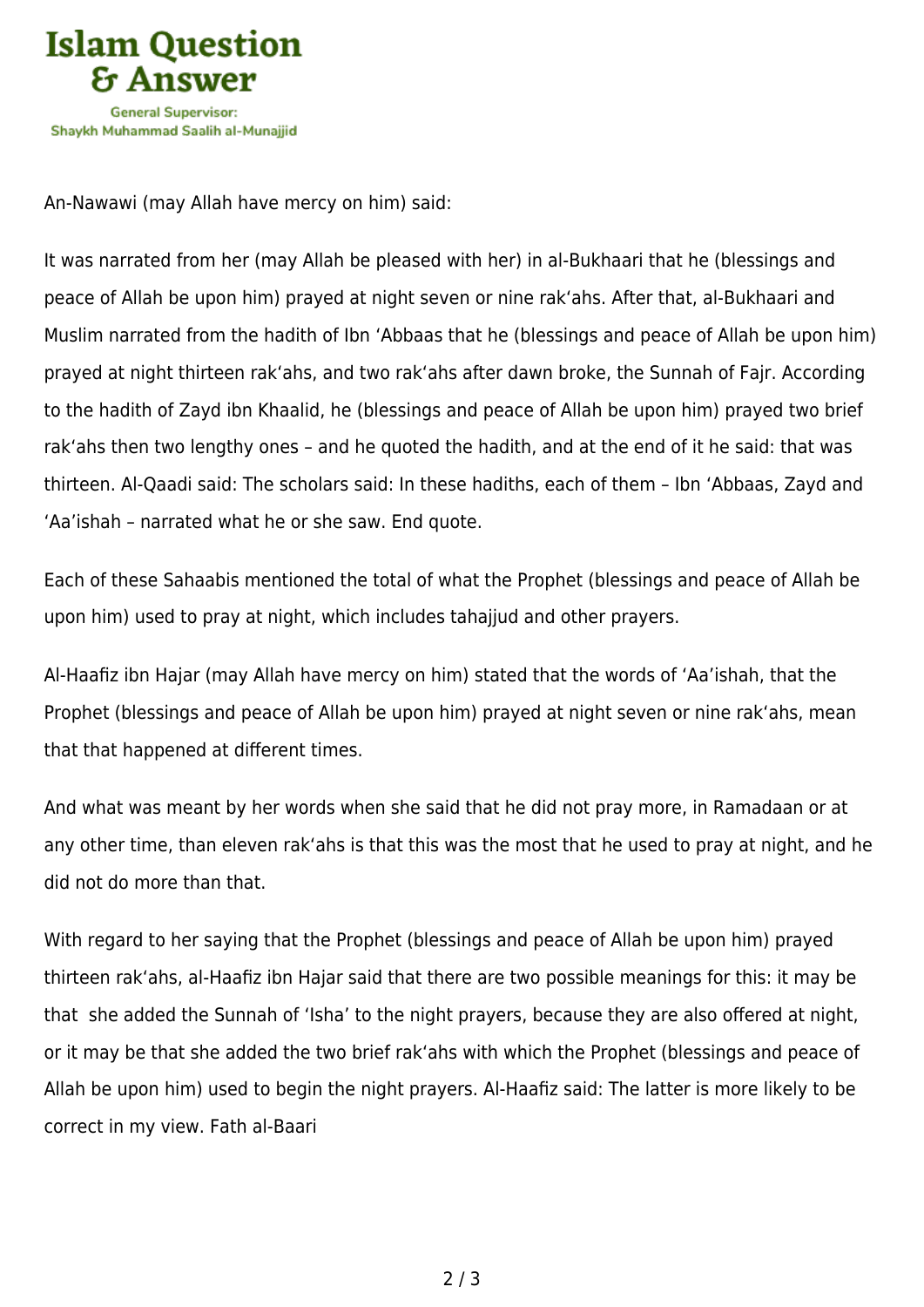An-Nawawi (may Allah have mercy on him) said:

It was narrated from her (may Allah be pleased with her) in al-Bukhaari that he (blessings and peace of Allah be upon him) prayed at night seven or nine rak'ahs. After that, al-Bukhaari and Muslim narrated from the hadith of Ibn 'Abbaas that he (blessings and peace of Allah be upon him) prayed at night thirteen rak'ahs, and two rak'ahs after dawn broke, the Sunnah of Fajr. According to the hadith of Zayd ibn Khaalid, he (blessings and peace of Allah be upon him) prayed two brief rak'ahs then two lengthy ones – and he quoted the hadith, and at the end of it he said: that was thirteen. Al-Qaadi said: The scholars said: In these hadiths, each of them – Ibn 'Abbaas, Zayd and 'Aa'ishah – narrated what he or she saw. End quote.

Each of these Sahaabis mentioned the total of what the Prophet (blessings and peace of Allah be upon him) used to pray at night, which includes tahajjud and other prayers.

Al-Haafiz ibn Hajar (may Allah have mercy on him) stated that the words of 'Aa'ishah, that the Prophet (blessings and peace of Allah be upon him) prayed at night seven or nine rak'ahs, mean that that happened at different times.

And what was meant by her words when she said that he did not pray more, in Ramadaan or at any other time, than eleven rak'ahs is that this was the most that he used to pray at night, and he did not do more than that.

With regard to her saying that the Prophet (blessings and peace of Allah be upon him) prayed thirteen rak'ahs, al-Haafiz ibn Hajar said that there are two possible meanings for this: it may be that she added the Sunnah of 'Isha' to the night prayers, because they are also offered at night, or it may be that she added the two brief rak'ahs with which the Prophet (blessings and peace of Allah be upon him) used to begin the night prayers. Al-Haafiz said: The latter is more likely to be correct in my view. Fath al-Baari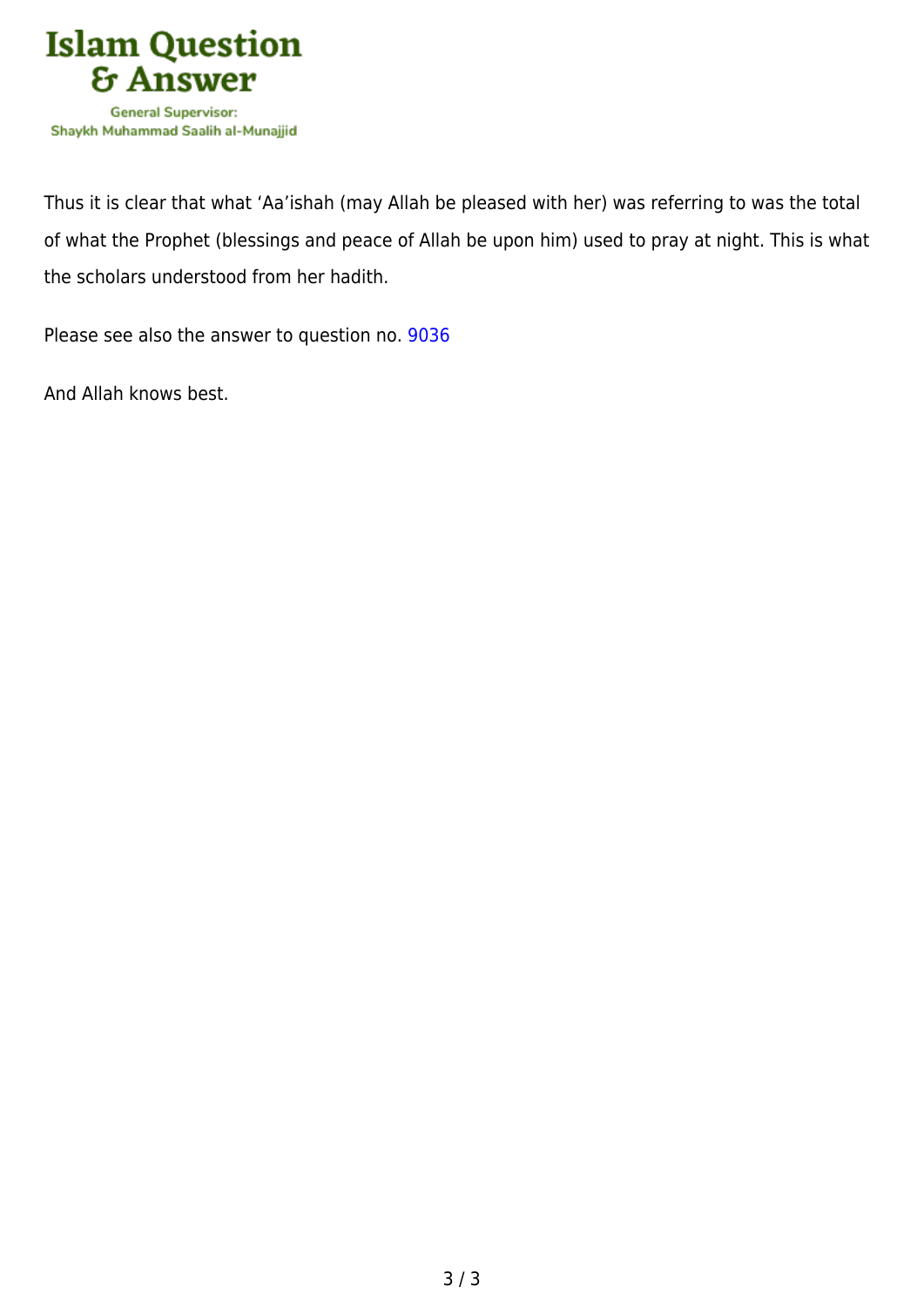Thus it is clear that what ‘Aa’ishah (may Allah be pleased with her) was referring to was the total of what the Prophet (blessings and peace of Allah be upon him) used to pray at night. This is what the scholars understood from her hadith.

Please see also the answer to question no. 9036

And Allah knows best.